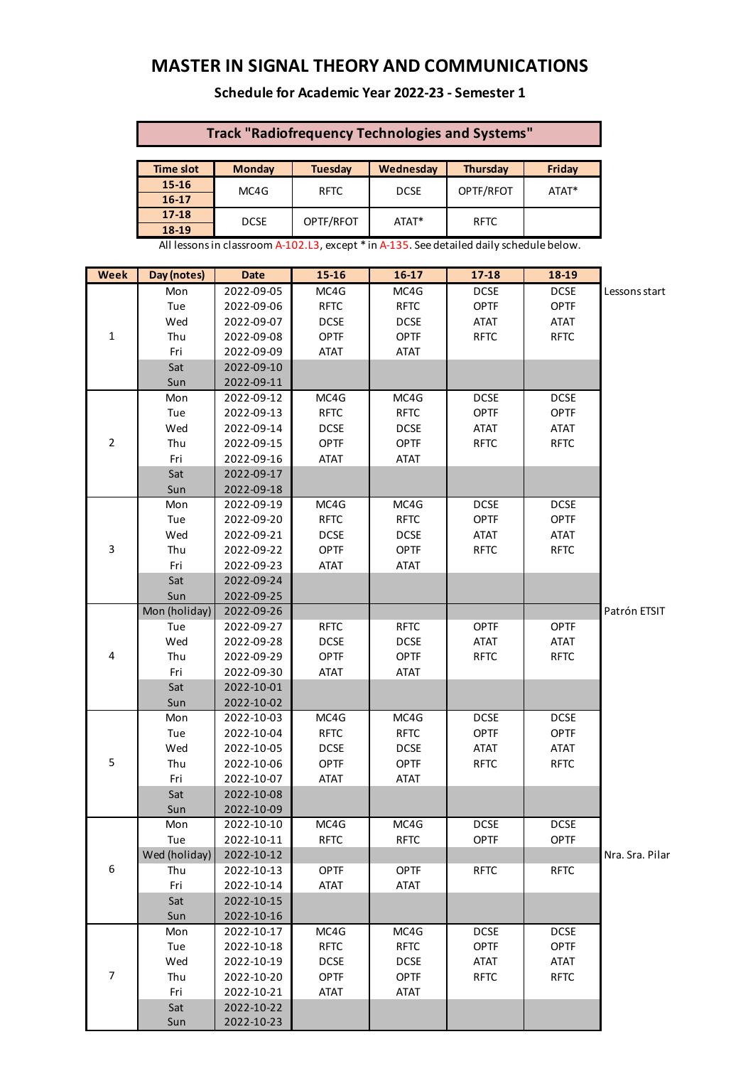# MASTER IN SIGNAL THEORY AND COMMUNICATIONS

## Schedule for Academic Year 2022-23 - Semester 1

### Track "Radiofrequency Technologies and Systems"

| Time slot | Monday | Tuesday | Wednesday | Thursday | Friday |
|---|---|---|---|---|---|
| 15-16 | MC4G | RFTC | DCSE | OPTF/RFOT | ATAT* |
| 16-17 | | | | | |
| 17-18 | DCSE | OPTF/RFOT | ATAT* | RFTC | |
| 18-19 | | | | | |

All lessons in classroom A-102.L3, except * in A-135. See detailed daily schedule below.

| Week | Day (notes) | Date | 15-16 | 16-17 | 17-18 | 18-19 | |
|---|---|---|---|---|---|---|---|
| 1 | Mon | 2022-09-05 | MC4G | MC4G | DCSE | DCSE | Lessons start |
| | Tue | 2022-09-06 | RFTC | RFTC | OPTF | OPTF | |
| | Wed | 2022-09-07 | DCSE | DCSE | ATAT | ATAT | |
| | Thu | 2022-09-08 | OPTF | OPTF | RFTC | RFTC | |
| | Fri | 2022-09-09 | ATAT | ATAT | | | |
| | Sat | 2022-09-10 | | | | | |
| | Sun | 2022-09-11 | | | | | |
| 2 | Mon | 2022-09-12 | MC4G | MC4G | DCSE | DCSE | |
| | Tue | 2022-09-13 | RFTC | RFTC | OPTF | OPTF | |
| | Wed | 2022-09-14 | DCSE | DCSE | ATAT | ATAT | |
| | Thu | 2022-09-15 | OPTF | OPTF | RFTC | RFTC | |
| | Fri | 2022-09-16 | ATAT | ATAT | | | |
| | Sat | 2022-09-17 | | | | | |
| | Sun | 2022-09-18 | | | | | |
| 3 | Mon | 2022-09-19 | MC4G | MC4G | DCSE | DCSE | |
| | Tue | 2022-09-20 | RFTC | RFTC | OPTF | OPTF | |
| | Wed | 2022-09-21 | DCSE | DCSE | ATAT | ATAT | |
| | Thu | 2022-09-22 | OPTF | OPTF | RFTC | RFTC | |
| | Fri | 2022-09-23 | ATAT | ATAT | | | |
| | Sat | 2022-09-24 | | | | | |
| | Sun | 2022-09-25 | | | | | |
| 4 | Mon (holiday) | 2022-09-26 | | | | | Patrón ETSIT |
| | Tue | 2022-09-27 | RFTC | RFTC | OPTF | OPTF | |
| | Wed | 2022-09-28 | DCSE | DCSE | ATAT | ATAT | |
| | Thu | 2022-09-29 | OPTF | OPTF | RFTC | RFTC | |
| | Fri | 2022-09-30 | ATAT | ATAT | | | |
| | Sat | 2022-10-01 | | | | | |
| | Sun | 2022-10-02 | | | | | |
| 5 | Mon | 2022-10-03 | MC4G | MC4G | DCSE | DCSE | |
| | Tue | 2022-10-04 | RFTC | RFTC | OPTF | OPTF | |
| | Wed | 2022-10-05 | DCSE | DCSE | ATAT | ATAT | |
| | Thu | 2022-10-06 | OPTF | OPTF | RFTC | RFTC | |
| | Fri | 2022-10-07 | ATAT | ATAT | | | |
| | Sat | 2022-10-08 | | | | | |
| | Sun | 2022-10-09 | | | | | |
| 6 | Mon | 2022-10-10 | MC4G | MC4G | DCSE | DCSE | |
| | Tue | 2022-10-11 | RFTC | RFTC | OPTF | OPTF | |
| | Wed (holiday) | 2022-10-12 | | | | | Nra. Sra. Pilar |
| | Thu | 2022-10-13 | OPTF | OPTF | RFTC | RFTC | |
| | Fri | 2022-10-14 | ATAT | ATAT | | | |
| | Sat | 2022-10-15 | | | | | |
| | Sun | 2022-10-16 | | | | | |
| 7 | Mon | 2022-10-17 | MC4G | MC4G | DCSE | DCSE | |
| | Tue | 2022-10-18 | RFTC | RFTC | OPTF | OPTF | |
| | Wed | 2022-10-19 | DCSE | DCSE | ATAT | ATAT | |
| | Thu | 2022-10-20 | OPTF | OPTF | RFTC | RFTC | |
| | Fri | 2022-10-21 | ATAT | ATAT | | | |
| | Sat | 2022-10-22 | | | | | |
| | Sun | 2022-10-23 | | | | | |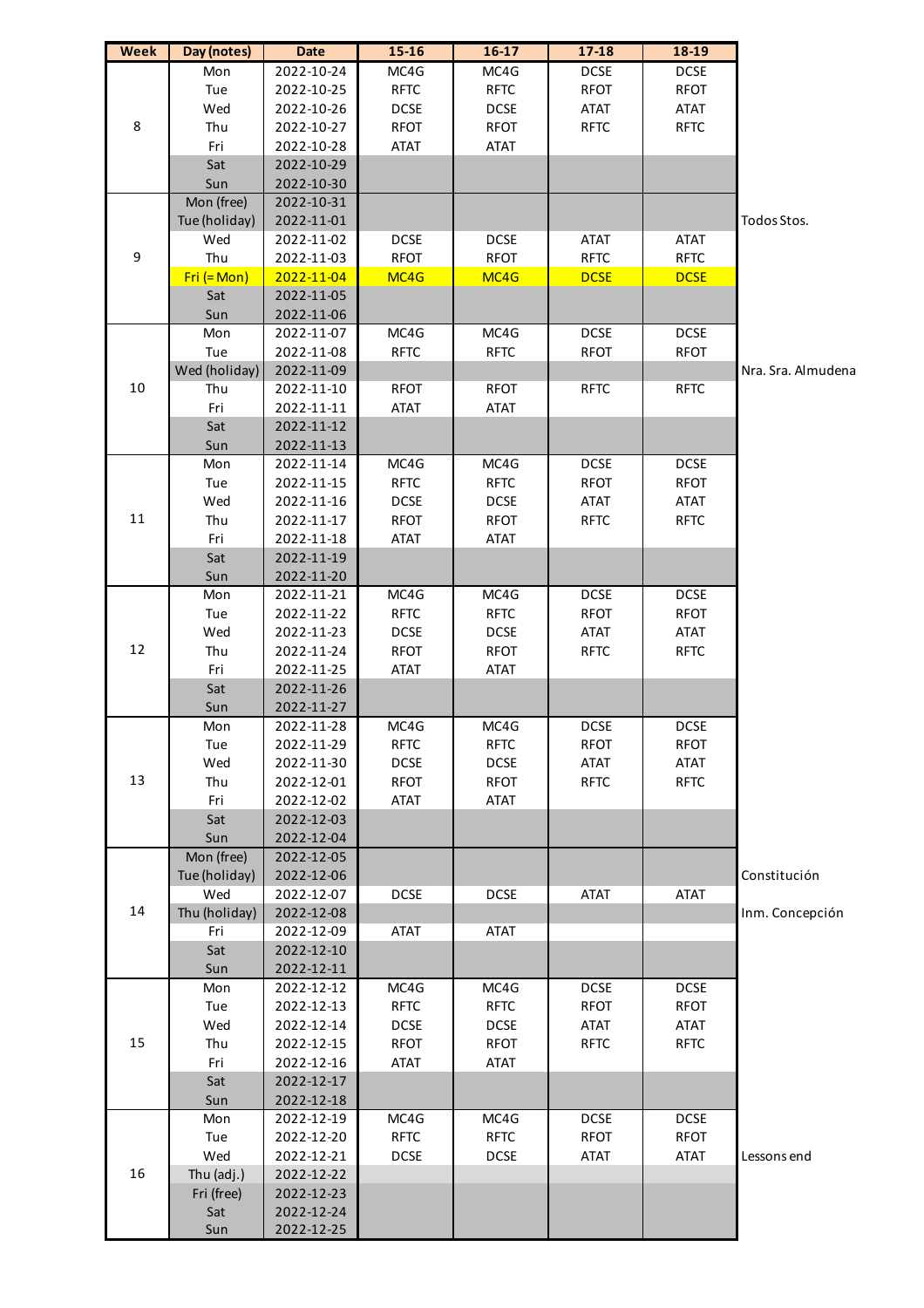| Week | Day (notes) | Date | 15-16 | 16-17 | 17-18 | 18-19 | |
|---|---|---|---|---|---|---|---|
| 8 | Mon | 2022-10-24 | MC4G | MC4G | DCSE | DCSE | |
| | Tue | 2022-10-25 | RFTC | RFTC | RFOT | RFOT | |
| | Wed | 2022-10-26 | DCSE | DCSE | ATAT | ATAT | |
| | Thu | 2022-10-27 | RFOT | RFOT | RFTC | RFTC | |
| | Fri | 2022-10-28 | ATAT | ATAT | | | |
| | Sat | 2022-10-29 | | | | | |
| | Sun | 2022-10-30 | | | | | |
| 9 | Mon (free) | 2022-10-31 | | | | | |
| | Tue (holiday) | 2022-11-01 | | | | | Todos Stos. |
| | Wed | 2022-11-02 | DCSE | DCSE | ATAT | ATAT | |
| | Thu | 2022-11-03 | RFOT | RFOT | RFTC | RFTC | |
| | Fri (= Mon) | 2022-11-04 | MC4G | MC4G | DCSE | DCSE | |
| | Sat | 2022-11-05 | | | | | |
| | Sun | 2022-11-06 | | | | | |
| 10 | Mon | 2022-11-07 | MC4G | MC4G | DCSE | DCSE | |
| | Tue | 2022-11-08 | RFTC | RFTC | RFOT | RFOT | |
| | Wed (holiday) | 2022-11-09 | | | | | Nra. Sra. Almudena |
| | Thu | 2022-11-10 | RFOT | RFOT | RFTC | RFTC | |
| | Fri | 2022-11-11 | ATAT | ATAT | | | |
| | Sat | 2022-11-12 | | | | | |
| | Sun | 2022-11-13 | | | | | |
| 11 | Mon | 2022-11-14 | MC4G | MC4G | DCSE | DCSE | |
| | Tue | 2022-11-15 | RFTC | RFTC | RFOT | RFOT | |
| | Wed | 2022-11-16 | DCSE | DCSE | ATAT | ATAT | |
| | Thu | 2022-11-17 | RFOT | RFOT | RFTC | RFTC | |
| | Fri | 2022-11-18 | ATAT | ATAT | | | |
| | Sat | 2022-11-19 | | | | | |
| | Sun | 2022-11-20 | | | | | |
| 12 | Mon | 2022-11-21 | MC4G | MC4G | DCSE | DCSE | |
| | Tue | 2022-11-22 | RFTC | RFTC | RFOT | RFOT | |
| | Wed | 2022-11-23 | DCSE | DCSE | ATAT | ATAT | |
| | Thu | 2022-11-24 | RFOT | RFOT | RFTC | RFTC | |
| | Fri | 2022-11-25 | ATAT | ATAT | | | |
| | Sat | 2022-11-26 | | | | | |
| | Sun | 2022-11-27 | | | | | |
| 13 | Mon | 2022-11-28 | MC4G | MC4G | DCSE | DCSE | |
| | Tue | 2022-11-29 | RFTC | RFTC | RFOT | RFOT | |
| | Wed | 2022-11-30 | DCSE | DCSE | ATAT | ATAT | |
| | Thu | 2022-12-01 | RFOT | RFOT | RFTC | RFTC | |
| | Fri | 2022-12-02 | ATAT | ATAT | | | |
| | Sat | 2022-12-03 | | | | | |
| | Sun | 2022-12-04 | | | | | |
| 14 | Mon (free) | 2022-12-05 | | | | | |
| | Tue (holiday) | 2022-12-06 | | | | | Constitución |
| | Wed | 2022-12-07 | DCSE | DCSE | ATAT | ATAT | |
| | Thu (holiday) | 2022-12-08 | | | | | Inm. Concepción |
| | Fri | 2022-12-09 | ATAT | ATAT | | | |
| | Sat | 2022-12-10 | | | | | |
| | Sun | 2022-12-11 | | | | | |
| 15 | Mon | 2022-12-12 | MC4G | MC4G | DCSE | DCSE | |
| | Tue | 2022-12-13 | RFTC | RFTC | RFOT | RFOT | |
| | Wed | 2022-12-14 | DCSE | DCSE | ATAT | ATAT | |
| | Thu | 2022-12-15 | RFOT | RFOT | RFTC | RFTC | |
| | Fri | 2022-12-16 | ATAT | ATAT | | | |
| | Sat | 2022-12-17 | | | | | |
| | Sun | 2022-12-18 | | | | | |
| 16 | Mon | 2022-12-19 | MC4G | MC4G | DCSE | DCSE | |
| | Tue | 2022-12-20 | RFTC | RFTC | RFOT | RFOT | |
| | Wed | 2022-12-21 | DCSE | DCSE | ATAT | ATAT | Lessons end |
| | Thu (adj.) | 2022-12-22 | | | | | |
| | Fri (free) | 2022-12-23 | | | | | |
| | Sat | 2022-12-24 | | | | | |
| | Sun | 2022-12-25 | | | | | |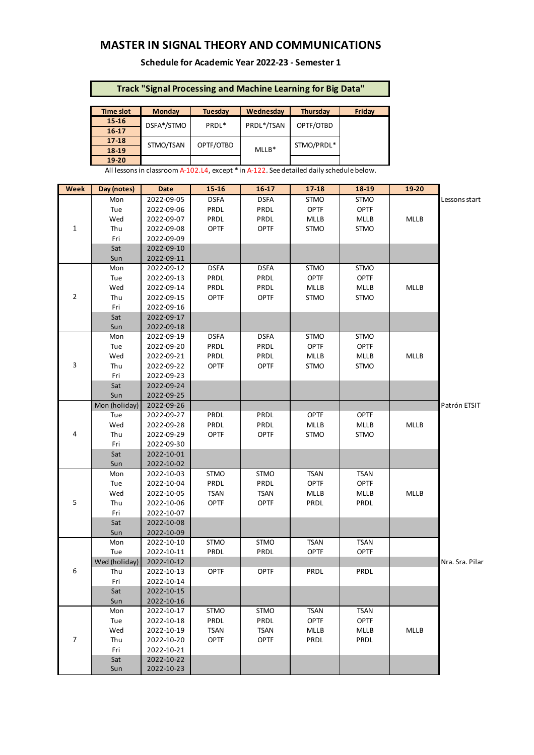# MASTER IN SIGNAL THEORY AND COMMUNICATIONS

### Schedule for Academic Year 2022-23 - Semester 1

## Track "Signal Processing and Machine Learning for Big Data"

| Time slot | Monday | Tuesday | Wednesday | Thursday | Friday |
|---|---|---|---|---|---|
| 15-16 | DSFA*/STMO | PRDL* | PRDL*/TSAN | OPTF/OTBD | |
| 16-17 | | | | | |
| 17-18 | STMO/TSAN | OPTF/OTBD | MLLB* | STMO/PRDL* | |
| 18-19 | | | | | |
| 19-20 | | | | | |

All lessons in classroom A-102.L4, except * in A-122. See detailed daily schedule below.

| Week | Day (notes) | Date | 15-16 | 16-17 | 17-18 | 18-19 | 19-20 | |
|---|---|---|---|---|---|---|---|---|
| 1 | Mon | 2022-09-05 | DSFA | DSFA | STMO | STMO | | Lessons start |
| | Tue | 2022-09-06 | PRDL | PRDL | OPTF | OPTF | | |
| | Wed | 2022-09-07 | PRDL | PRDL | MLLB | MLLB | MLLB | |
| | Thu | 2022-09-08 | OPTF | OPTF | STMO | STMO | | |
| | Fri | 2022-09-09 | | | | | | |
| | Sat | 2022-09-10 | | | | | | |
| | Sun | 2022-09-11 | | | | | | |
| 2 | Mon | 2022-09-12 | DSFA | DSFA | STMO | STMO | | |
| | Tue | 2022-09-13 | PRDL | PRDL | OPTF | OPTF | | |
| | Wed | 2022-09-14 | PRDL | PRDL | MLLB | MLLB | MLLB | |
| | Thu | 2022-09-15 | OPTF | OPTF | STMO | STMO | | |
| | Fri | 2022-09-16 | | | | | | |
| | Sat | 2022-09-17 | | | | | | |
| | Sun | 2022-09-18 | | | | | | |
| 3 | Mon | 2022-09-19 | DSFA | DSFA | STMO | STMO | | |
| | Tue | 2022-09-20 | PRDL | PRDL | OPTF | OPTF | | |
| | Wed | 2022-09-21 | PRDL | PRDL | MLLB | MLLB | MLLB | |
| | Thu | 2022-09-22 | OPTF | OPTF | STMO | STMO | | |
| | Fri | 2022-09-23 | | | | | | |
| | Sat | 2022-09-24 | | | | | | |
| | Sun | 2022-09-25 | | | | | | |
| 4 | Mon (holiday) | 2022-09-26 | | | | | | Patrón ETSIT |
| | Tue | 2022-09-27 | PRDL | PRDL | OPTF | OPTF | | |
| | Wed | 2022-09-28 | PRDL | PRDL | MLLB | MLLB | MLLB | |
| | Thu | 2022-09-29 | OPTF | OPTF | STMO | STMO | | |
| | Fri | 2022-09-30 | | | | | | |
| | Sat | 2022-10-01 | | | | | | |
| | Sun | 2022-10-02 | | | | | | |
| 5 | Mon | 2022-10-03 | STMO | STMO | TSAN | TSAN | | |
| | Tue | 2022-10-04 | PRDL | PRDL | OPTF | OPTF | | |
| | Wed | 2022-10-05 | TSAN | TSAN | MLLB | MLLB | MLLB | |
| | Thu | 2022-10-06 | OPTF | OPTF | PRDL | PRDL | | |
| | Fri | 2022-10-07 | | | | | | |
| | Sat | 2022-10-08 | | | | | | |
| | Sun | 2022-10-09 | | | | | | |
| 6 | Mon | 2022-10-10 | STMO | STMO | TSAN | TSAN | | |
| | Tue | 2022-10-11 | PRDL | PRDL | OPTF | OPTF | | |
| | Wed (holiday) | 2022-10-12 | | | | | | Nra. Sra. Pilar |
| | Thu | 2022-10-13 | OPTF | OPTF | PRDL | PRDL | | |
| | Fri | 2022-10-14 | | | | | | |
| | Sat | 2022-10-15 | | | | | | |
| | Sun | 2022-10-16 | | | | | | |
| 7 | Mon | 2022-10-17 | STMO | STMO | TSAN | TSAN | | |
| | Tue | 2022-10-18 | PRDL | PRDL | OPTF | OPTF | | |
| | Wed | 2022-10-19 | TSAN | TSAN | MLLB | MLLB | MLLB | |
| | Thu | 2022-10-20 | OPTF | OPTF | PRDL | PRDL | | |
| | Fri | 2022-10-21 | | | | | | |
| | Sat | 2022-10-22 | | | | | | |
| | Sun | 2022-10-23 | | | | | | |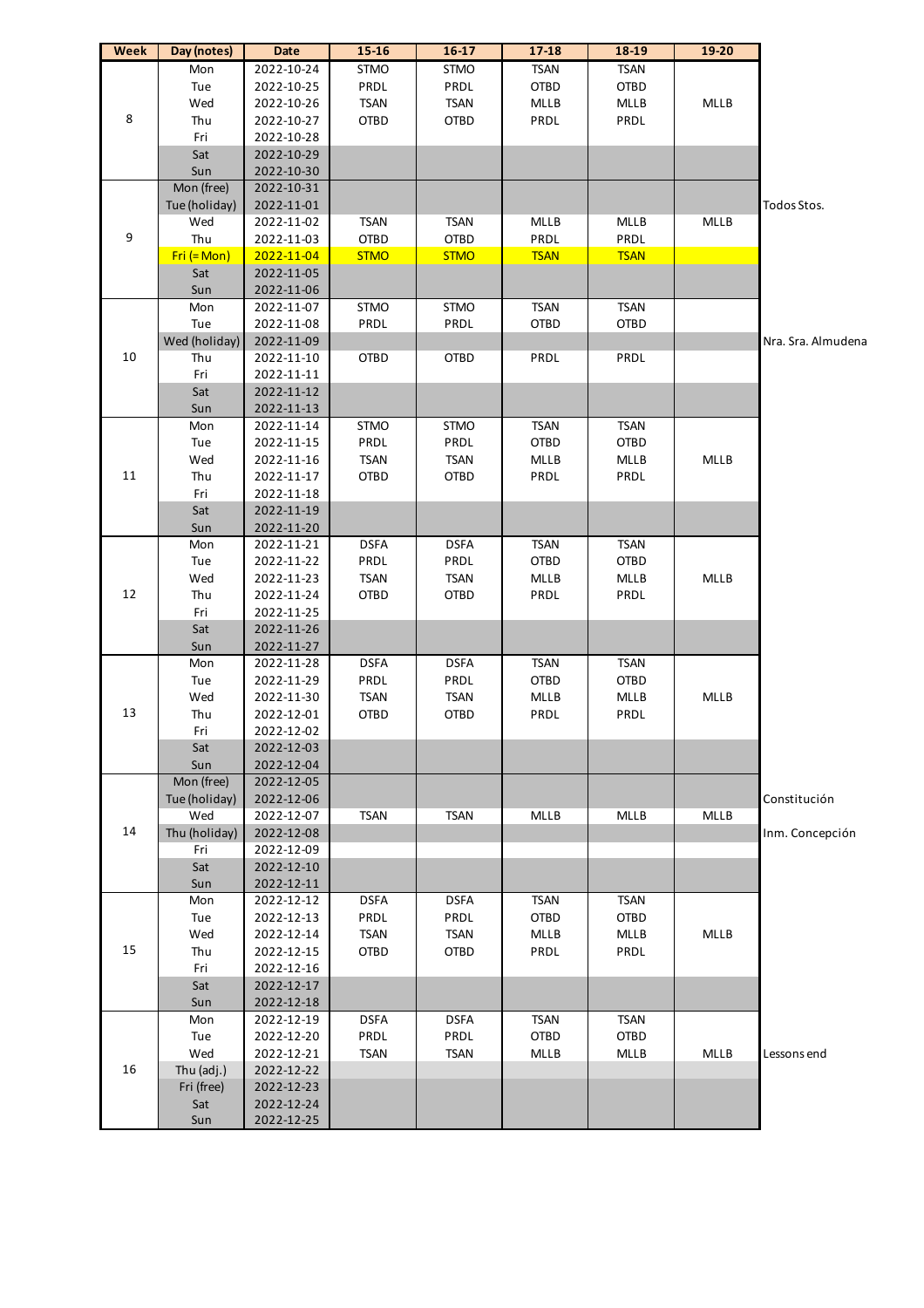| Week | Day (notes) | Date | 15-16 | 16-17 | 17-18 | 18-19 | 19-20 | |
|---|---|---|---|---|---|---|---|---|
| 8 | Mon | 2022-10-24 | STMO | STMO | TSAN | TSAN | | |
| | Tue | 2022-10-25 | PRDL | PRDL | OTBD | OTBD | | |
| | Wed | 2022-10-26 | TSAN | TSAN | MLLB | MLLB | MLLB | |
| | Thu | 2022-10-27 | OTBD | OTBD | PRDL | PRDL | | |
| | Fri | 2022-10-28 | | | | | | |
| | Sat | 2022-10-29 | | | | | | |
| | Sun | 2022-10-30 | | | | | | |
| 9 | Mon (free) | 2022-10-31 | | | | | | |
| | Tue (holiday) | 2022-11-01 | | | | | | Todos Stos. |
| | Wed | 2022-11-02 | TSAN | TSAN | MLLB | MLLB | MLLB | |
| | Thu | 2022-11-03 | OTBD | OTBD | PRDL | PRDL | | |
| | Fri (= Mon) | 2022-11-04 | STMO | STMO | TSAN | TSAN | | |
| | Sat | 2022-11-05 | | | | | | |
| | Sun | 2022-11-06 | | | | | | |
| 10 | Mon | 2022-11-07 | STMO | STMO | TSAN | TSAN | | |
| | Tue | 2022-11-08 | PRDL | PRDL | OTBD | OTBD | | |
| | Wed (holiday) | 2022-11-09 | | | | | | Nra. Sra. Almudena |
| | Thu | 2022-11-10 | OTBD | OTBD | PRDL | PRDL | | |
| | Fri | 2022-11-11 | | | | | | |
| | Sat | 2022-11-12 | | | | | | |
| | Sun | 2022-11-13 | | | | | | |
| 11 | Mon | 2022-11-14 | STMO | STMO | TSAN | TSAN | | |
| | Tue | 2022-11-15 | PRDL | PRDL | OTBD | OTBD | | |
| | Wed | 2022-11-16 | TSAN | TSAN | MLLB | MLLB | MLLB | |
| | Thu | 2022-11-17 | OTBD | OTBD | PRDL | PRDL | | |
| | Fri | 2022-11-18 | | | | | | |
| | Sat | 2022-11-19 | | | | | | |
| | Sun | 2022-11-20 | | | | | | |
| 12 | Mon | 2022-11-21 | DSFA | DSFA | TSAN | TSAN | | |
| | Tue | 2022-11-22 | PRDL | PRDL | OTBD | OTBD | | |
| | Wed | 2022-11-23 | TSAN | TSAN | MLLB | MLLB | MLLB | |
| | Thu | 2022-11-24 | OTBD | OTBD | PRDL | PRDL | | |
| | Fri | 2022-11-25 | | | | | | |
| | Sat | 2022-11-26 | | | | | | |
| | Sun | 2022-11-27 | | | | | | |
| 13 | Mon | 2022-11-28 | DSFA | DSFA | TSAN | TSAN | | |
| | Tue | 2022-11-29 | PRDL | PRDL | OTBD | OTBD | | |
| | Wed | 2022-11-30 | TSAN | TSAN | MLLB | MLLB | MLLB | |
| | Thu | 2022-12-01 | OTBD | OTBD | PRDL | PRDL | | |
| | Fri | 2022-12-02 | | | | | | |
| | Sat | 2022-12-03 | | | | | | |
| | Sun | 2022-12-04 | | | | | | |
| 14 | Mon (free) | 2022-12-05 | | | | | | |
| | Tue (holiday) | 2022-12-06 | | | | | | Constitución |
| | Wed | 2022-12-07 | TSAN | TSAN | MLLB | MLLB | MLLB | |
| | Thu (holiday) | 2022-12-08 | | | | | | Inm. Concepción |
| | Fri | 2022-12-09 | | | | | | |
| | Sat | 2022-12-10 | | | | | | |
| | Sun | 2022-12-11 | | | | | | |
| 15 | Mon | 2022-12-12 | DSFA | DSFA | TSAN | TSAN | | |
| | Tue | 2022-12-13 | PRDL | PRDL | OTBD | OTBD | | |
| | Wed | 2022-12-14 | TSAN | TSAN | MLLB | MLLB | MLLB | |
| | Thu | 2022-12-15 | OTBD | OTBD | PRDL | PRDL | | |
| | Fri | 2022-12-16 | | | | | | |
| | Sat | 2022-12-17 | | | | | | |
| | Sun | 2022-12-18 | | | | | | |
| 16 | Mon | 2022-12-19 | DSFA | DSFA | TSAN | TSAN | | |
| | Tue | 2022-12-20 | PRDL | PRDL | OTBD | OTBD | | |
| | Wed | 2022-12-21 | TSAN | TSAN | MLLB | MLLB | MLLB | Lessons end |
| | Thu (adj.) | 2022-12-22 | | | | | | |
| | Fri (free) | 2022-12-23 | | | | | | |
| | Sat | 2022-12-24 | | | | | | |
| | Sun | 2022-12-25 | | | | | | |